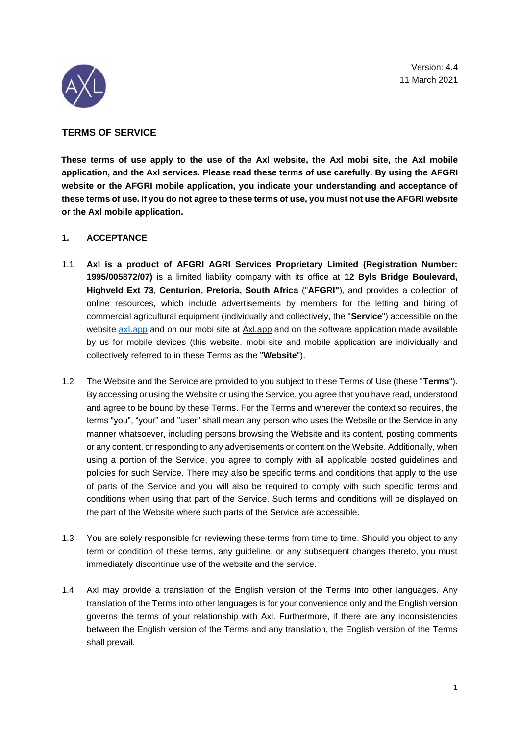Version: 4.4
11 March 2021

## TERMS OF SERVICE

**These terms of use apply to the use of the Axl website, the Axl mobi site, the Axl mobile application, and the Axl services. Please read these terms of use carefully. By using the AFGRI website or the AFGRI mobile application, you indicate your understanding and acceptance of these terms of use. If you do not agree to these terms of use, you must not use the AFGRI website or the Axl mobile application.**

### 1. ACCEPTANCE

1.1 **Axl is a product of AFGRI AGRI Services Proprietary Limited (Registration Number: 1995/005872/07)** is a limited liability company with its office at **12 Byls Bridge Boulevard, Highveld Ext 73, Centurion, Pretoria, South Africa** ("**AFGRI"**), and provides a collection of online resources, which include advertisements by members for the letting and hiring of commercial agricultural equipment (individually and collectively, the "**Service**") accessible on the website axl.app and on our mobi site at Axl.app and on the software application made available by us for mobile devices (this website, mobi site and mobile application are individually and collectively referred to in these Terms as the "**Website**").

1.2 The Website and the Service are provided to you subject to these Terms of Use (these "**Terms**"). By accessing or using the Website or using the Service, you agree that you have read, understood and agree to be bound by these Terms. For the Terms and wherever the context so requires, the terms "you", "your" and "user" shall mean any person who uses the Website or the Service in any manner whatsoever, including persons browsing the Website and its content, posting comments or any content, or responding to any advertisements or content on the Website. Additionally, when using a portion of the Service, you agree to comply with all applicable posted guidelines and policies for such Service. There may also be specific terms and conditions that apply to the use of parts of the Service and you will also be required to comply with such specific terms and conditions when using that part of the Service. Such terms and conditions will be displayed on the part of the Website where such parts of the Service are accessible.

1.3 You are solely responsible for reviewing these terms from time to time. Should you object to any term or condition of these terms, any guideline, or any subsequent changes thereto, you must immediately discontinue use of the website and the service.

1.4 Axl may provide a translation of the English version of the Terms into other languages. Any translation of the Terms into other languages is for your convenience only and the English version governs the terms of your relationship with Axl. Furthermore, if there are any inconsistencies between the English version of the Terms and any translation, the English version of the Terms shall prevail.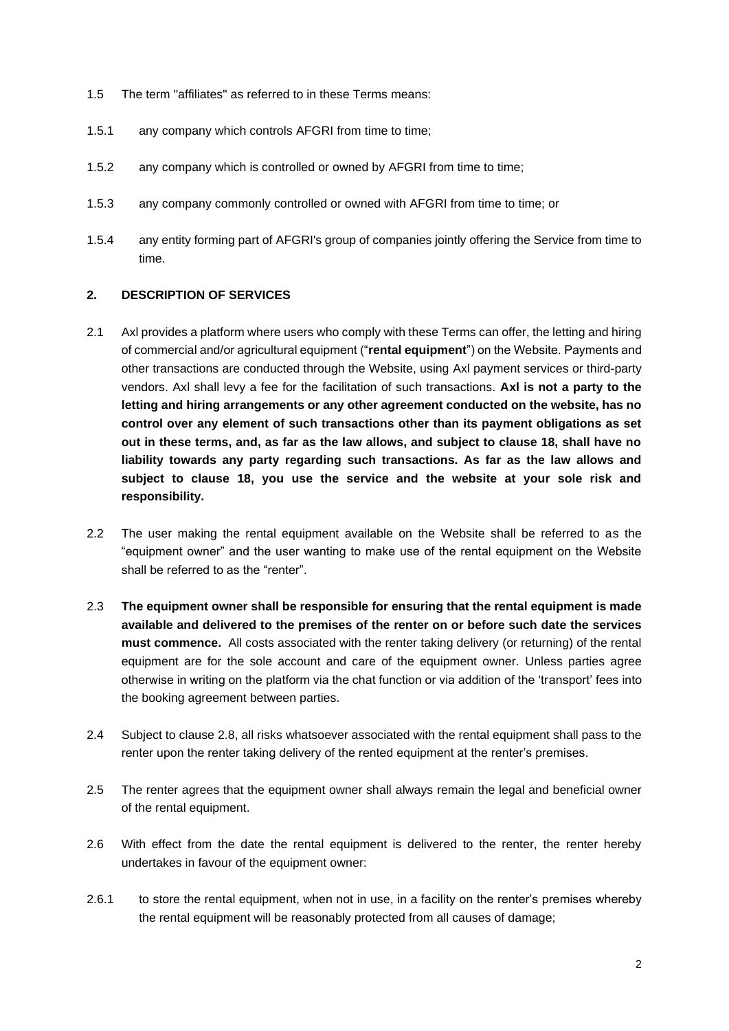1.5 The term "affiliates" as referred to in these Terms means:

1.5.1 any company which controls AFGRI from time to time;

1.5.2 any company which is controlled or owned by AFGRI from time to time;

1.5.3 any company commonly controlled or owned with AFGRI from time to time; or

1.5.4 any entity forming part of AFGRI's group of companies jointly offering the Service from time to time.

## 2. DESCRIPTION OF SERVICES

2.1 Axl provides a platform where users who comply with these Terms can offer, the letting and hiring of commercial and/or agricultural equipment ("**rental equipment**") on the Website. Payments and other transactions are conducted through the Website, using Axl payment services or third-party vendors. Axl shall levy a fee for the facilitation of such transactions. **Axl is not a party to the letting and hiring arrangements or any other agreement conducted on the website, has no control over any element of such transactions other than its payment obligations as set out in these terms, and, as far as the law allows, and subject to clause 18, shall have no liability towards any party regarding such transactions. As far as the law allows and subject to clause 18, you use the service and the website at your sole risk and responsibility.**

2.2 The user making the rental equipment available on the Website shall be referred to as the "equipment owner" and the user wanting to make use of the rental equipment on the Website shall be referred to as the "renter".

2.3 **The equipment owner shall be responsible for ensuring that the rental equipment is made available and delivered to the premises of the renter on or before such date the services must commence.** All costs associated with the renter taking delivery (or returning) of the rental equipment are for the sole account and care of the equipment owner. Unless parties agree otherwise in writing on the platform via the chat function or via addition of the 'transport' fees into the booking agreement between parties.

2.4 Subject to clause 2.8, all risks whatsoever associated with the rental equipment shall pass to the renter upon the renter taking delivery of the rented equipment at the renter's premises.

2.5 The renter agrees that the equipment owner shall always remain the legal and beneficial owner of the rental equipment.

2.6 With effect from the date the rental equipment is delivered to the renter, the renter hereby undertakes in favour of the equipment owner:

2.6.1 to store the rental equipment, when not in use, in a facility on the renter's premises whereby the rental equipment will be reasonably protected from all causes of damage;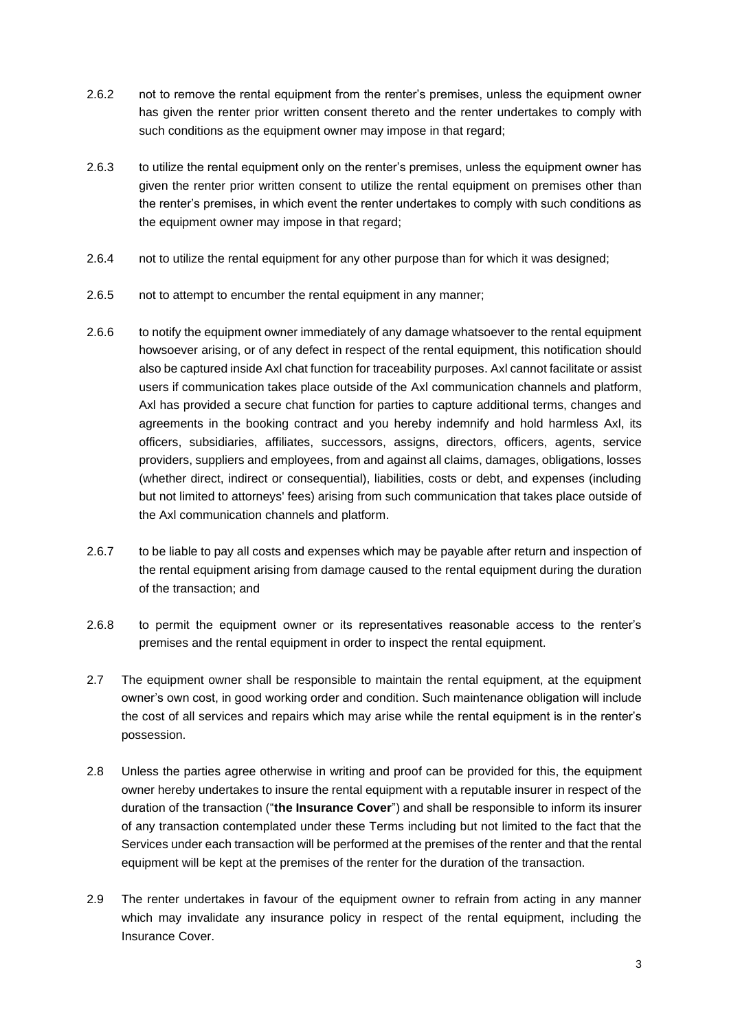2.6.2 not to remove the rental equipment from the renter's premises, unless the equipment owner has given the renter prior written consent thereto and the renter undertakes to comply with such conditions as the equipment owner may impose in that regard;

2.6.3 to utilize the rental equipment only on the renter's premises, unless the equipment owner has given the renter prior written consent to utilize the rental equipment on premises other than the renter's premises, in which event the renter undertakes to comply with such conditions as the equipment owner may impose in that regard;

2.6.4 not to utilize the rental equipment for any other purpose than for which it was designed;

2.6.5 not to attempt to encumber the rental equipment in any manner;

2.6.6 to notify the equipment owner immediately of any damage whatsoever to the rental equipment howsoever arising, or of any defect in respect of the rental equipment, this notification should also be captured inside Axl chat function for traceability purposes. Axl cannot facilitate or assist users if communication takes place outside of the Axl communication channels and platform, Axl has provided a secure chat function for parties to capture additional terms, changes and agreements in the booking contract and you hereby indemnify and hold harmless Axl, its officers, subsidiaries, affiliates, successors, assigns, directors, officers, agents, service providers, suppliers and employees, from and against all claims, damages, obligations, losses (whether direct, indirect or consequential), liabilities, costs or debt, and expenses (including but not limited to attorneys' fees) arising from such communication that takes place outside of the Axl communication channels and platform.

2.6.7 to be liable to pay all costs and expenses which may be payable after return and inspection of the rental equipment arising from damage caused to the rental equipment during the duration of the transaction; and

2.6.8 to permit the equipment owner or its representatives reasonable access to the renter's premises and the rental equipment in order to inspect the rental equipment.

2.7 The equipment owner shall be responsible to maintain the rental equipment, at the equipment owner's own cost, in good working order and condition. Such maintenance obligation will include the cost of all services and repairs which may arise while the rental equipment is in the renter's possession.

2.8 Unless the parties agree otherwise in writing and proof can be provided for this, the equipment owner hereby undertakes to insure the rental equipment with a reputable insurer in respect of the duration of the transaction ("**the Insurance Cover**") and shall be responsible to inform its insurer of any transaction contemplated under these Terms including but not limited to the fact that the Services under each transaction will be performed at the premises of the renter and that the rental equipment will be kept at the premises of the renter for the duration of the transaction.

2.9 The renter undertakes in favour of the equipment owner to refrain from acting in any manner which may invalidate any insurance policy in respect of the rental equipment, including the Insurance Cover.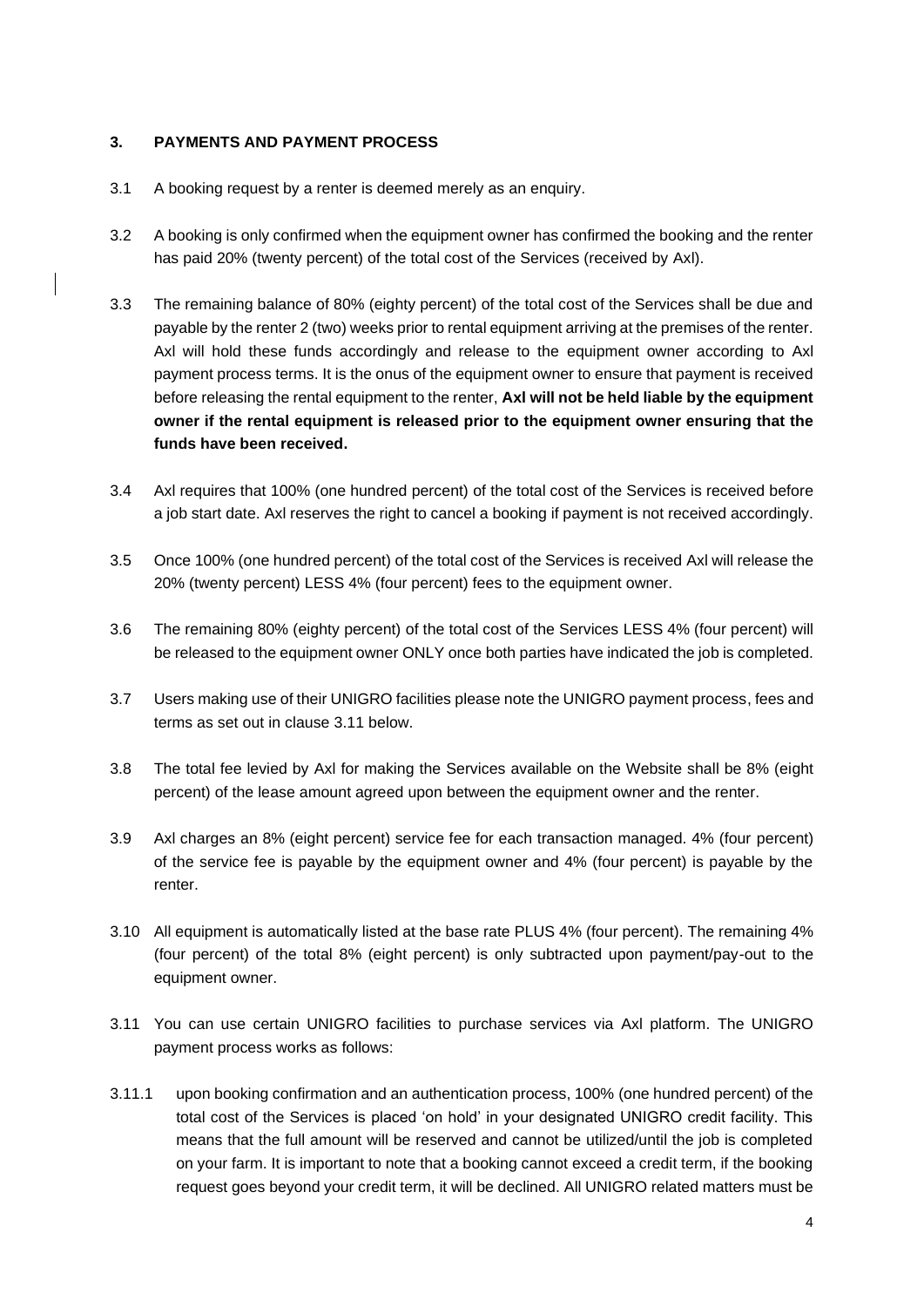## 3. PAYMENTS AND PAYMENT PROCESS

3.1 A booking request by a renter is deemed merely as an enquiry.

3.2 A booking is only confirmed when the equipment owner has confirmed the booking and the renter has paid 20% (twenty percent) of the total cost of the Services (received by Axl).

3.3 The remaining balance of 80% (eighty percent) of the total cost of the Services shall be due and payable by the renter 2 (two) weeks prior to rental equipment arriving at the premises of the renter. Axl will hold these funds accordingly and release to the equipment owner according to Axl payment process terms. It is the onus of the equipment owner to ensure that payment is received before releasing the rental equipment to the renter, **Axl will not be held liable by the equipment owner if the rental equipment is released prior to the equipment owner ensuring that the funds have been received.**

3.4 Axl requires that 100% (one hundred percent) of the total cost of the Services is received before a job start date. Axl reserves the right to cancel a booking if payment is not received accordingly.

3.5 Once 100% (one hundred percent) of the total cost of the Services is received Axl will release the 20% (twenty percent) LESS 4% (four percent) fees to the equipment owner.

3.6 The remaining 80% (eighty percent) of the total cost of the Services LESS 4% (four percent) will be released to the equipment owner ONLY once both parties have indicated the job is completed.

3.7 Users making use of their UNIGRO facilities please note the UNIGRO payment process, fees and terms as set out in clause 3.11 below.

3.8 The total fee levied by Axl for making the Services available on the Website shall be 8% (eight percent) of the lease amount agreed upon between the equipment owner and the renter.

3.9 Axl charges an 8% (eight percent) service fee for each transaction managed. 4% (four percent) of the service fee is payable by the equipment owner and 4% (four percent) is payable by the renter.

3.10 All equipment is automatically listed at the base rate PLUS 4% (four percent). The remaining 4% (four percent) of the total 8% (eight percent) is only subtracted upon payment/pay-out to the equipment owner.

3.11 You can use certain UNIGRO facilities to purchase services via Axl platform. The UNIGRO payment process works as follows:

3.11.1 upon booking confirmation and an authentication process, 100% (one hundred percent) of the total cost of the Services is placed 'on hold' in your designated UNIGRO credit facility. This means that the full amount will be reserved and cannot be utilized/until the job is completed on your farm. It is important to note that a booking cannot exceed a credit term, if the booking request goes beyond your credit term, it will be declined. All UNIGRO related matters must be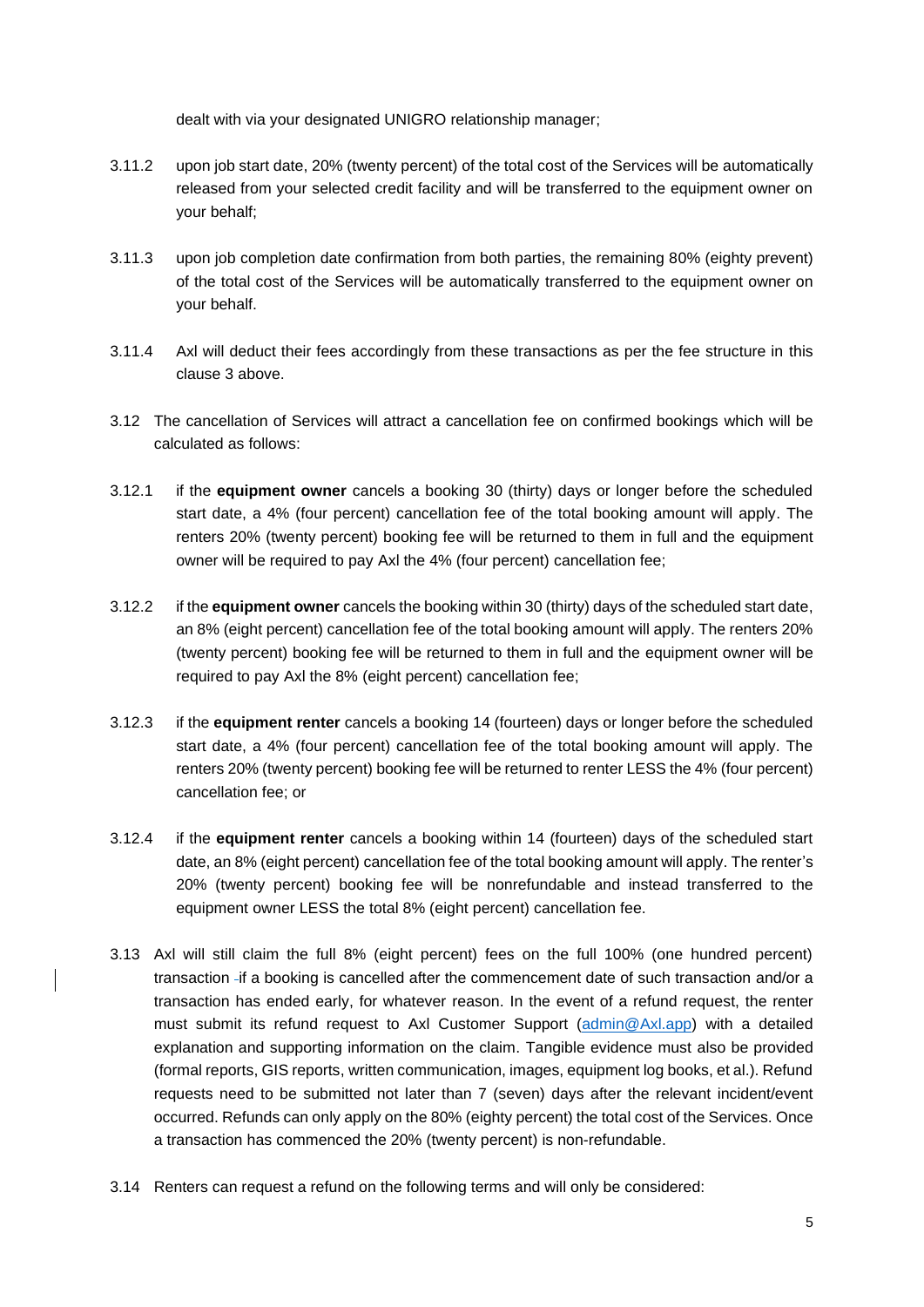dealt with via your designated UNIGRO relationship manager;

3.11.2 upon job start date, 20% (twenty percent) of the total cost of the Services will be automatically released from your selected credit facility and will be transferred to the equipment owner on your behalf;

3.11.3 upon job completion date confirmation from both parties, the remaining 80% (eighty prevent) of the total cost of the Services will be automatically transferred to the equipment owner on your behalf.

3.11.4 Axl will deduct their fees accordingly from these transactions as per the fee structure in this clause 3 above.

3.12 The cancellation of Services will attract a cancellation fee on confirmed bookings which will be calculated as follows:

3.12.1 if the **equipment owner** cancels a booking 30 (thirty) days or longer before the scheduled start date, a 4% (four percent) cancellation fee of the total booking amount will apply. The renters 20% (twenty percent) booking fee will be returned to them in full and the equipment owner will be required to pay Axl the 4% (four percent) cancellation fee;

3.12.2 if the **equipment owner** cancels the booking within 30 (thirty) days of the scheduled start date, an 8% (eight percent) cancellation fee of the total booking amount will apply. The renters 20% (twenty percent) booking fee will be returned to them in full and the equipment owner will be required to pay Axl the 8% (eight percent) cancellation fee;

3.12.3 if the **equipment renter** cancels a booking 14 (fourteen) days or longer before the scheduled start date, a 4% (four percent) cancellation fee of the total booking amount will apply. The renters 20% (twenty percent) booking fee will be returned to renter LESS the 4% (four percent) cancellation fee; or

3.12.4 if the **equipment renter** cancels a booking within 14 (fourteen) days of the scheduled start date, an 8% (eight percent) cancellation fee of the total booking amount will apply. The renter's 20% (twenty percent) booking fee will be nonrefundable and instead transferred to the equipment owner LESS the total 8% (eight percent) cancellation fee.

3.13 Axl will still claim the full 8% (eight percent) fees on the full 100% (one hundred percent) transaction if a booking is cancelled after the commencement date of such transaction and/or a transaction has ended early, for whatever reason. In the event of a refund request, the renter must submit its refund request to Axl Customer Support (admin@Axl.app) with a detailed explanation and supporting information on the claim. Tangible evidence must also be provided (formal reports, GIS reports, written communication, images, equipment log books, et al.). Refund requests need to be submitted not later than 7 (seven) days after the relevant incident/event occurred. Refunds can only apply on the 80% (eighty percent) the total cost of the Services. Once a transaction has commenced the 20% (twenty percent) is non-refundable.

3.14 Renters can request a refund on the following terms and will only be considered: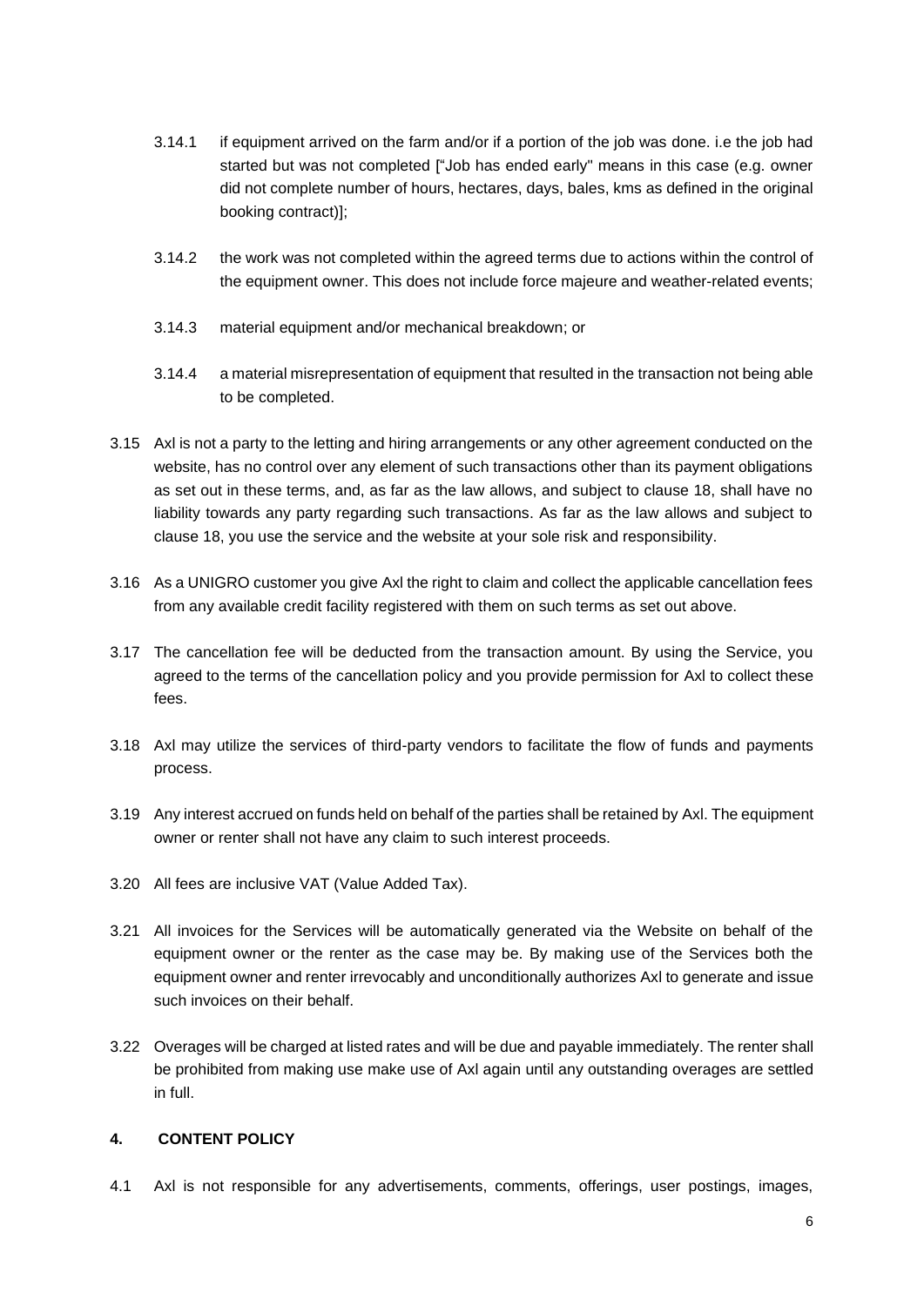3.14.1 if equipment arrived on the farm and/or if a portion of the job was done. i.e the job had started but was not completed ["Job has ended early" means in this case (e.g. owner did not complete number of hours, hectares, days, bales, kms as defined in the original booking contract)];

3.14.2 the work was not completed within the agreed terms due to actions within the control of the equipment owner. This does not include force majeure and weather-related events;

3.14.3 material equipment and/or mechanical breakdown; or

3.14.4 a material misrepresentation of equipment that resulted in the transaction not being able to be completed.

3.15 Axl is not a party to the letting and hiring arrangements or any other agreement conducted on the website, has no control over any element of such transactions other than its payment obligations as set out in these terms, and, as far as the law allows, and subject to clause 18, shall have no liability towards any party regarding such transactions. As far as the law allows and subject to clause 18, you use the service and the website at your sole risk and responsibility.

3.16 As a UNIGRO customer you give Axl the right to claim and collect the applicable cancellation fees from any available credit facility registered with them on such terms as set out above.

3.17 The cancellation fee will be deducted from the transaction amount. By using the Service, you agreed to the terms of the cancellation policy and you provide permission for Axl to collect these fees.

3.18 Axl may utilize the services of third-party vendors to facilitate the flow of funds and payments process.

3.19 Any interest accrued on funds held on behalf of the parties shall be retained by Axl. The equipment owner or renter shall not have any claim to such interest proceeds.

3.20 All fees are inclusive VAT (Value Added Tax).

3.21 All invoices for the Services will be automatically generated via the Website on behalf of the equipment owner or the renter as the case may be. By making use of the Services both the equipment owner and renter irrevocably and unconditionally authorizes Axl to generate and issue such invoices on their behalf.

3.22 Overages will be charged at listed rates and will be due and payable immediately. The renter shall be prohibited from making use make use of Axl again until any outstanding overages are settled in full.

## 4. CONTENT POLICY

4.1 Axl is not responsible for any advertisements, comments, offerings, user postings, images,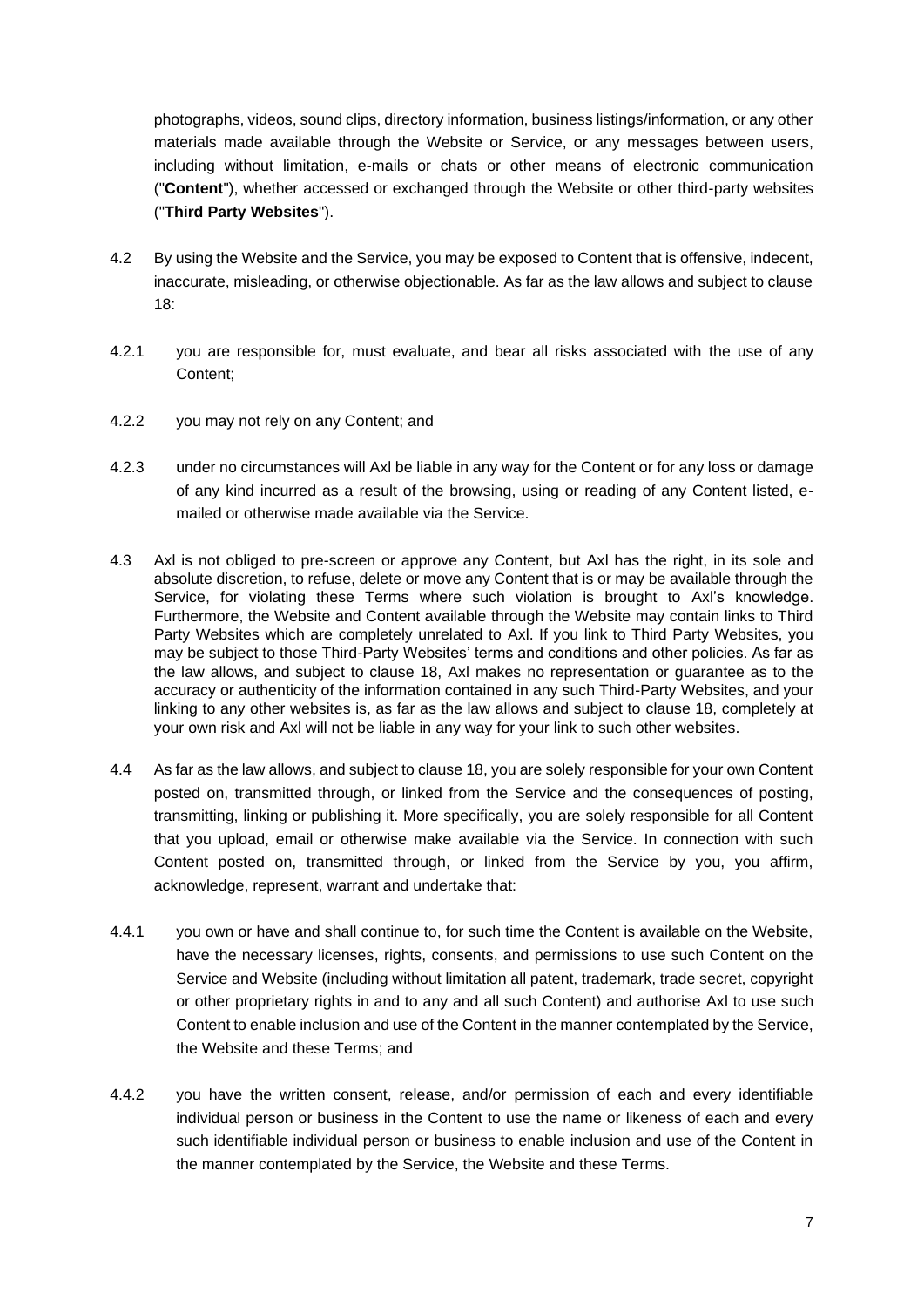photographs, videos, sound clips, directory information, business listings/information, or any other materials made available through the Website or Service, or any messages between users, including without limitation, e-mails or chats or other means of electronic communication ("**Content**"), whether accessed or exchanged through the Website or other third-party websites ("**Third Party Websites**").

4.2 By using the Website and the Service, you may be exposed to Content that is offensive, indecent, inaccurate, misleading, or otherwise objectionable. As far as the law allows and subject to clause 18:

4.2.1 you are responsible for, must evaluate, and bear all risks associated with the use of any Content;

4.2.2 you may not rely on any Content; and

4.2.3 under no circumstances will Axl be liable in any way for the Content or for any loss or damage of any kind incurred as a result of the browsing, using or reading of any Content listed, e-mailed or otherwise made available via the Service.

4.3 Axl is not obliged to pre-screen or approve any Content, but Axl has the right, in its sole and absolute discretion, to refuse, delete or move any Content that is or may be available through the Service, for violating these Terms where such violation is brought to Axl's knowledge. Furthermore, the Website and Content available through the Website may contain links to Third Party Websites which are completely unrelated to Axl. If you link to Third Party Websites, you may be subject to those Third-Party Websites' terms and conditions and other policies. As far as the law allows, and subject to clause 18, Axl makes no representation or guarantee as to the accuracy or authenticity of the information contained in any such Third-Party Websites, and your linking to any other websites is, as far as the law allows and subject to clause 18, completely at your own risk and Axl will not be liable in any way for your link to such other websites.

4.4 As far as the law allows, and subject to clause 18, you are solely responsible for your own Content posted on, transmitted through, or linked from the Service and the consequences of posting, transmitting, linking or publishing it. More specifically, you are solely responsible for all Content that you upload, email or otherwise make available via the Service. In connection with such Content posted on, transmitted through, or linked from the Service by you, you affirm, acknowledge, represent, warrant and undertake that:

4.4.1 you own or have and shall continue to, for such time the Content is available on the Website, have the necessary licenses, rights, consents, and permissions to use such Content on the Service and Website (including without limitation all patent, trademark, trade secret, copyright or other proprietary rights in and to any and all such Content) and authorise Axl to use such Content to enable inclusion and use of the Content in the manner contemplated by the Service, the Website and these Terms; and

4.4.2 you have the written consent, release, and/or permission of each and every identifiable individual person or business in the Content to use the name or likeness of each and every such identifiable individual person or business to enable inclusion and use of the Content in the manner contemplated by the Service, the Website and these Terms.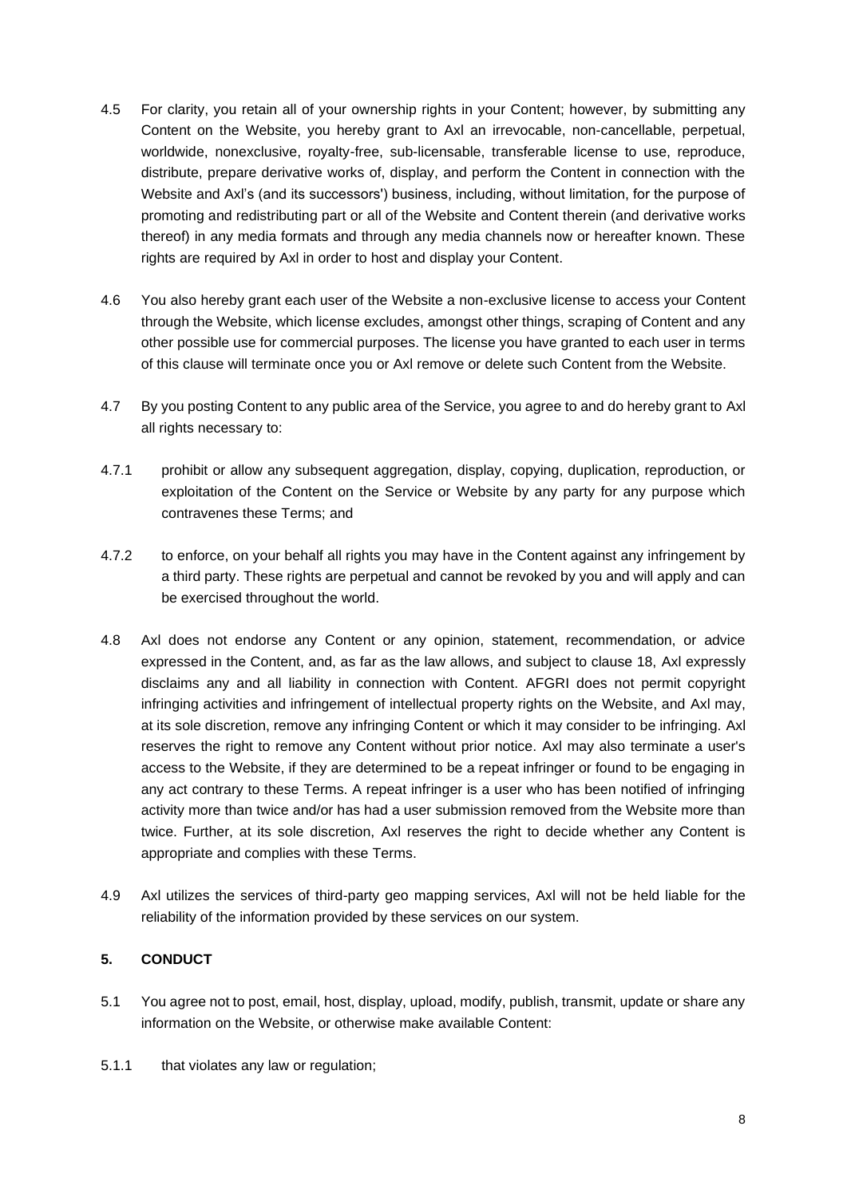4.5 For clarity, you retain all of your ownership rights in your Content; however, by submitting any Content on the Website, you hereby grant to Axl an irrevocable, non-cancellable, perpetual, worldwide, nonexclusive, royalty-free, sub-licensable, transferable license to use, reproduce, distribute, prepare derivative works of, display, and perform the Content in connection with the Website and Axl's (and its successors') business, including, without limitation, for the purpose of promoting and redistributing part or all of the Website and Content therein (and derivative works thereof) in any media formats and through any media channels now or hereafter known. These rights are required by Axl in order to host and display your Content.

4.6 You also hereby grant each user of the Website a non-exclusive license to access your Content through the Website, which license excludes, amongst other things, scraping of Content and any other possible use for commercial purposes. The license you have granted to each user in terms of this clause will terminate once you or Axl remove or delete such Content from the Website.

4.7 By you posting Content to any public area of the Service, you agree to and do hereby grant to Axl all rights necessary to:

4.7.1 prohibit or allow any subsequent aggregation, display, copying, duplication, reproduction, or exploitation of the Content on the Service or Website by any party for any purpose which contravenes these Terms; and

4.7.2 to enforce, on your behalf all rights you may have in the Content against any infringement by a third party. These rights are perpetual and cannot be revoked by you and will apply and can be exercised throughout the world.

4.8 Axl does not endorse any Content or any opinion, statement, recommendation, or advice expressed in the Content, and, as far as the law allows, and subject to clause 18, Axl expressly disclaims any and all liability in connection with Content. AFGRI does not permit copyright infringing activities and infringement of intellectual property rights on the Website, and Axl may, at its sole discretion, remove any infringing Content or which it may consider to be infringing. Axl reserves the right to remove any Content without prior notice. Axl may also terminate a user's access to the Website, if they are determined to be a repeat infringer or found to be engaging in any act contrary to these Terms. A repeat infringer is a user who has been notified of infringing activity more than twice and/or has had a user submission removed from the Website more than twice. Further, at its sole discretion, Axl reserves the right to decide whether any Content is appropriate and complies with these Terms.

4.9 Axl utilizes the services of third-party geo mapping services, Axl will not be held liable for the reliability of the information provided by these services on our system.

## 5. CONDUCT

5.1 You agree not to post, email, host, display, upload, modify, publish, transmit, update or share any information on the Website, or otherwise make available Content:

5.1.1 that violates any law or regulation;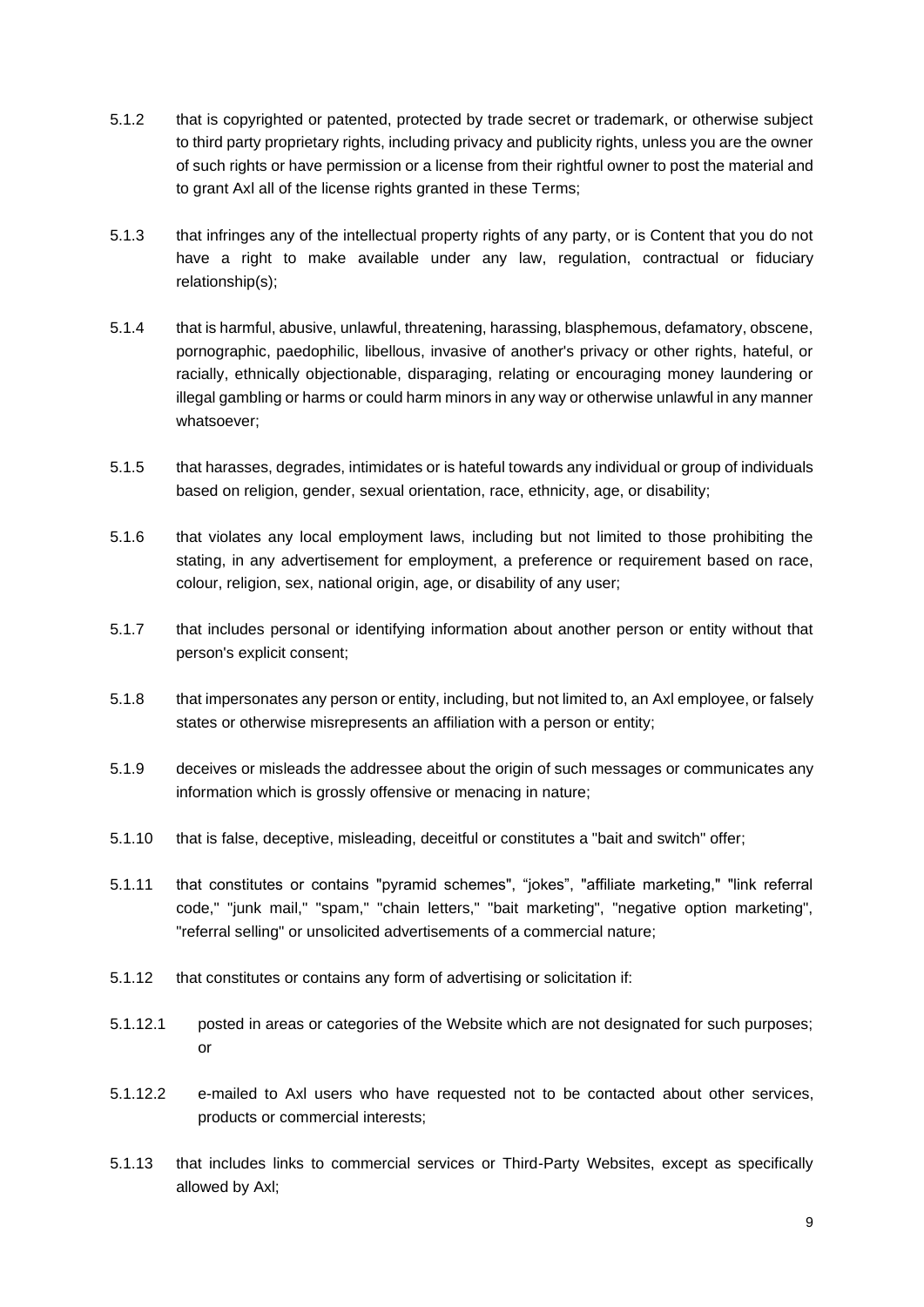5.1.2 that is copyrighted or patented, protected by trade secret or trademark, or otherwise subject to third party proprietary rights, including privacy and publicity rights, unless you are the owner of such rights or have permission or a license from their rightful owner to post the material and to grant Axl all of the license rights granted in these Terms;

5.1.3 that infringes any of the intellectual property rights of any party, or is Content that you do not have a right to make available under any law, regulation, contractual or fiduciary relationship(s);

5.1.4 that is harmful, abusive, unlawful, threatening, harassing, blasphemous, defamatory, obscene, pornographic, paedophilic, libellous, invasive of another's privacy or other rights, hateful, or racially, ethnically objectionable, disparaging, relating or encouraging money laundering or illegal gambling or harms or could harm minors in any way or otherwise unlawful in any manner whatsoever;

5.1.5 that harasses, degrades, intimidates or is hateful towards any individual or group of individuals based on religion, gender, sexual orientation, race, ethnicity, age, or disability;

5.1.6 that violates any local employment laws, including but not limited to those prohibiting the stating, in any advertisement for employment, a preference or requirement based on race, colour, religion, sex, national origin, age, or disability of any user;

5.1.7 that includes personal or identifying information about another person or entity without that person's explicit consent;

5.1.8 that impersonates any person or entity, including, but not limited to, an Axl employee, or falsely states or otherwise misrepresents an affiliation with a person or entity;

5.1.9 deceives or misleads the addressee about the origin of such messages or communicates any information which is grossly offensive or menacing in nature;

5.1.10 that is false, deceptive, misleading, deceitful or constitutes a "bait and switch" offer;

5.1.11 that constitutes or contains "pyramid schemes", "jokes", "affiliate marketing," "link referral code," "junk mail," "spam," "chain letters," "bait marketing", "negative option marketing", "referral selling" or unsolicited advertisements of a commercial nature;

5.1.12 that constitutes or contains any form of advertising or solicitation if:

5.1.12.1 posted in areas or categories of the Website which are not designated for such purposes; or

5.1.12.2 e-mailed to Axl users who have requested not to be contacted about other services, products or commercial interests;

5.1.13 that includes links to commercial services or Third-Party Websites, except as specifically allowed by Axl;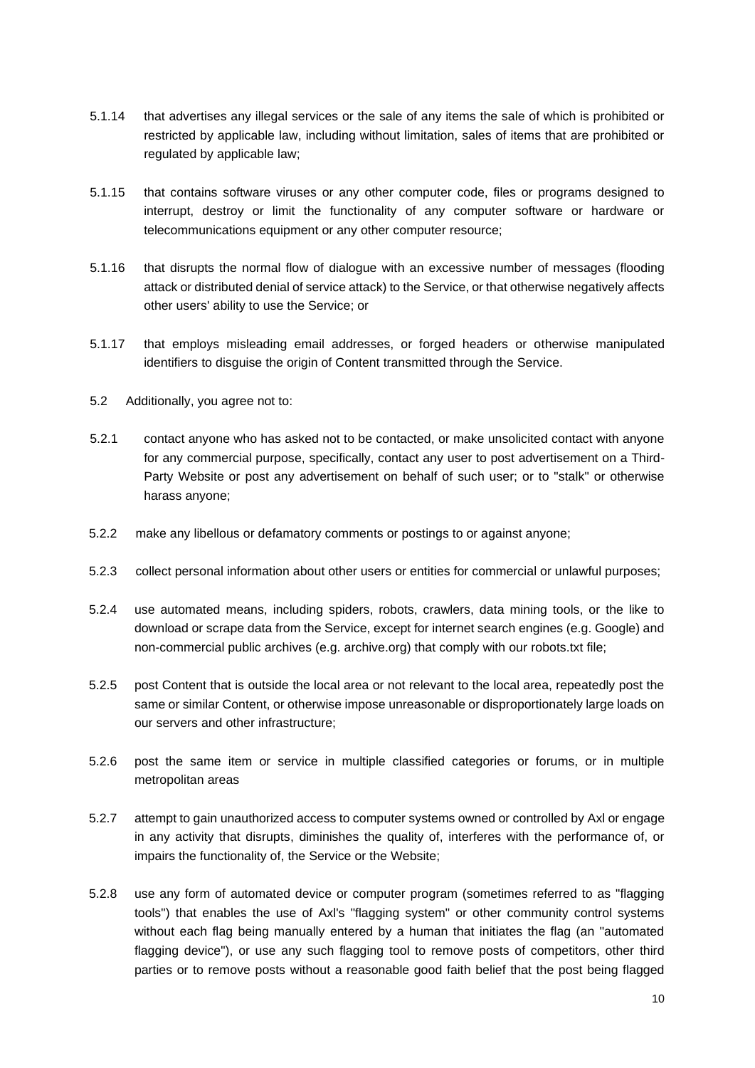5.1.14 that advertises any illegal services or the sale of any items the sale of which is prohibited or restricted by applicable law, including without limitation, sales of items that are prohibited or regulated by applicable law;

5.1.15 that contains software viruses or any other computer code, files or programs designed to interrupt, destroy or limit the functionality of any computer software or hardware or telecommunications equipment or any other computer resource;

5.1.16 that disrupts the normal flow of dialogue with an excessive number of messages (flooding attack or distributed denial of service attack) to the Service, or that otherwise negatively affects other users' ability to use the Service; or

5.1.17 that employs misleading email addresses, or forged headers or otherwise manipulated identifiers to disguise the origin of Content transmitted through the Service.

5.2 Additionally, you agree not to:

5.2.1 contact anyone who has asked not to be contacted, or make unsolicited contact with anyone for any commercial purpose, specifically, contact any user to post advertisement on a Third-Party Website or post any advertisement on behalf of such user; or to "stalk" or otherwise harass anyone;

5.2.2 make any libellous or defamatory comments or postings to or against anyone;

5.2.3 collect personal information about other users or entities for commercial or unlawful purposes;

5.2.4 use automated means, including spiders, robots, crawlers, data mining tools, or the like to download or scrape data from the Service, except for internet search engines (e.g. Google) and non-commercial public archives (e.g. archive.org) that comply with our robots.txt file;

5.2.5 post Content that is outside the local area or not relevant to the local area, repeatedly post the same or similar Content, or otherwise impose unreasonable or disproportionately large loads on our servers and other infrastructure;

5.2.6 post the same item or service in multiple classified categories or forums, or in multiple metropolitan areas

5.2.7 attempt to gain unauthorized access to computer systems owned or controlled by Axl or engage in any activity that disrupts, diminishes the quality of, interferes with the performance of, or impairs the functionality of, the Service or the Website;

5.2.8 use any form of automated device or computer program (sometimes referred to as "flagging tools") that enables the use of Axl's "flagging system" or other community control systems without each flag being manually entered by a human that initiates the flag (an "automated flagging device"), or use any such flagging tool to remove posts of competitors, other third parties or to remove posts without a reasonable good faith belief that the post being flagged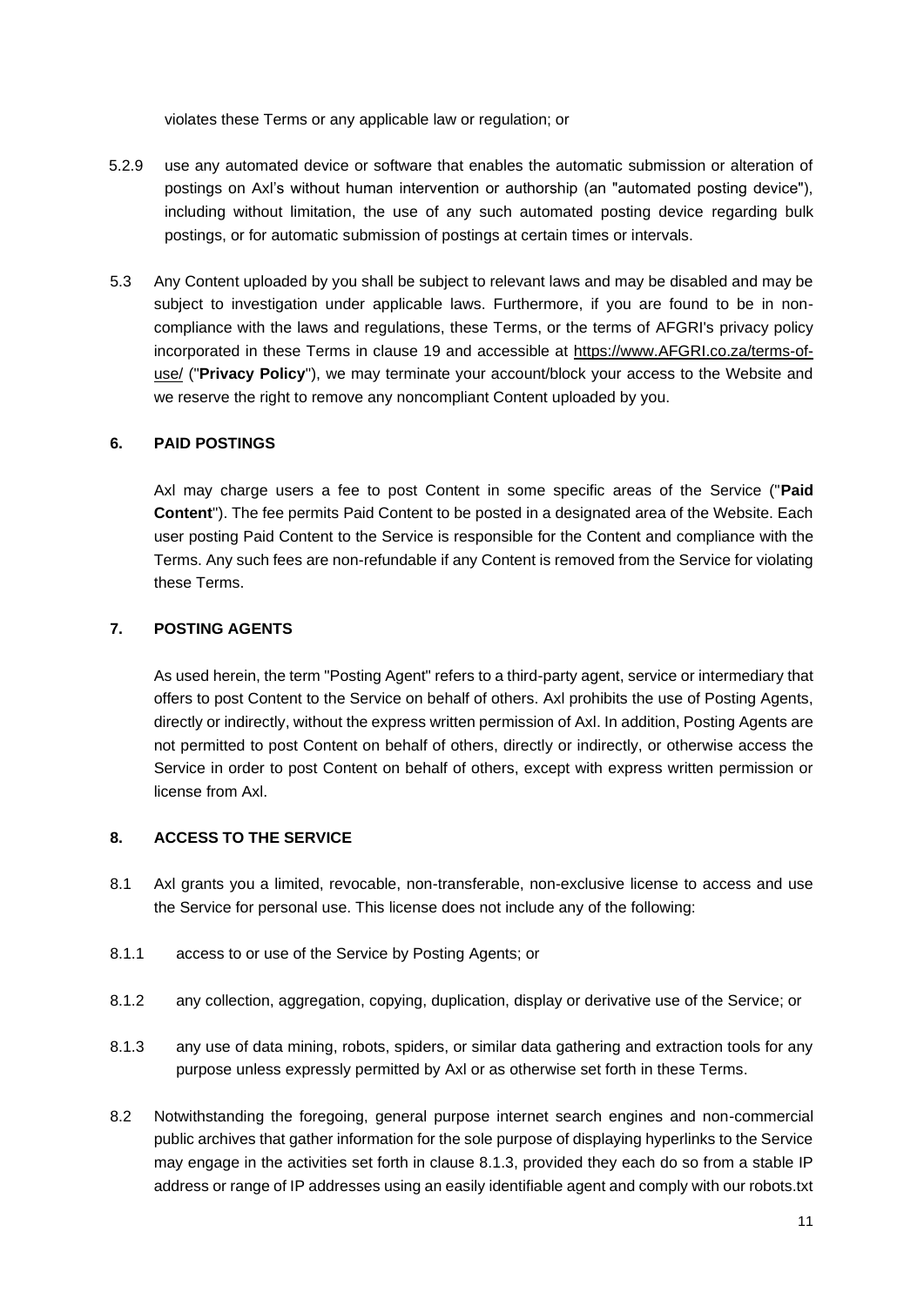violates these Terms or any applicable law or regulation; or

5.2.9 use any automated device or software that enables the automatic submission or alteration of postings on Axl's without human intervention or authorship (an "automated posting device"), including without limitation, the use of any such automated posting device regarding bulk postings, or for automatic submission of postings at certain times or intervals.

5.3 Any Content uploaded by you shall be subject to relevant laws and may be disabled and may be subject to investigation under applicable laws. Furthermore, if you are found to be in non-compliance with the laws and regulations, these Terms, or the terms of AFGRI's privacy policy incorporated in these Terms in clause 19 and accessible at https://www.AFGRI.co.za/terms-of-use/ ("**Privacy Policy**"), we may terminate your account/block your access to the Website and we reserve the right to remove any noncompliant Content uploaded by you.

## 6. PAID POSTINGS

Axl may charge users a fee to post Content in some specific areas of the Service ("**Paid Content**"). The fee permits Paid Content to be posted in a designated area of the Website. Each user posting Paid Content to the Service is responsible for the Content and compliance with the Terms. Any such fees are non-refundable if any Content is removed from the Service for violating these Terms.

## 7. POSTING AGENTS

As used herein, the term "Posting Agent" refers to a third-party agent, service or intermediary that offers to post Content to the Service on behalf of others. Axl prohibits the use of Posting Agents, directly or indirectly, without the express written permission of Axl. In addition, Posting Agents are not permitted to post Content on behalf of others, directly or indirectly, or otherwise access the Service in order to post Content on behalf of others, except with express written permission or license from Axl.

## 8. ACCESS TO THE SERVICE

8.1 Axl grants you a limited, revocable, non-transferable, non-exclusive license to access and use the Service for personal use. This license does not include any of the following:

8.1.1 access to or use of the Service by Posting Agents; or

8.1.2 any collection, aggregation, copying, duplication, display or derivative use of the Service; or

8.1.3 any use of data mining, robots, spiders, or similar data gathering and extraction tools for any purpose unless expressly permitted by Axl or as otherwise set forth in these Terms.

8.2 Notwithstanding the foregoing, general purpose internet search engines and non-commercial public archives that gather information for the sole purpose of displaying hyperlinks to the Service may engage in the activities set forth in clause 8.1.3, provided they each do so from a stable IP address or range of IP addresses using an easily identifiable agent and comply with our robots.txt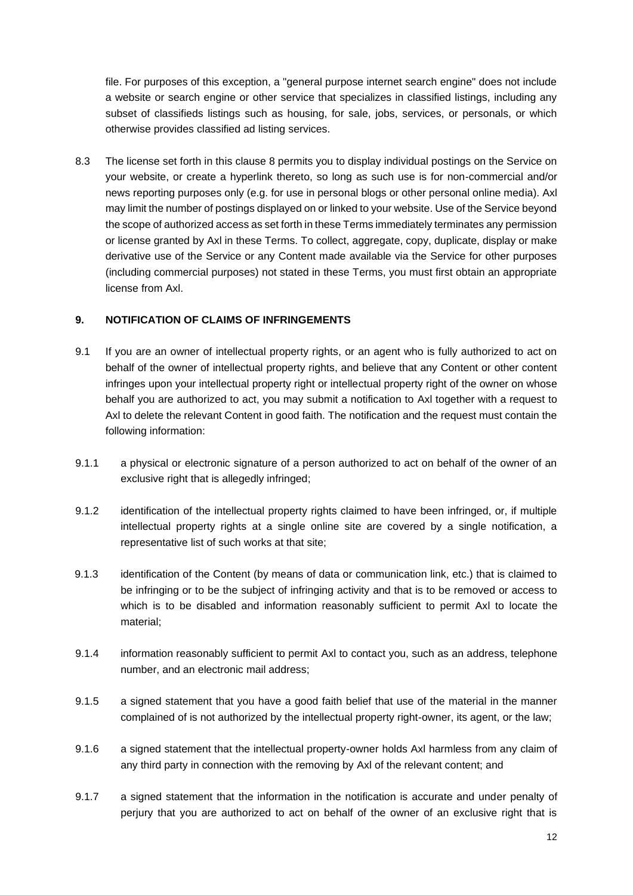file. For purposes of this exception, a "general purpose internet search engine" does not include a website or search engine or other service that specializes in classified listings, including any subset of classifieds listings such as housing, for sale, jobs, services, or personals, or which otherwise provides classified ad listing services.

8.3 The license set forth in this clause 8 permits you to display individual postings on the Service on your website, or create a hyperlink thereto, so long as such use is for non-commercial and/or news reporting purposes only (e.g. for use in personal blogs or other personal online media). Axl may limit the number of postings displayed on or linked to your website. Use of the Service beyond the scope of authorized access as set forth in these Terms immediately terminates any permission or license granted by Axl in these Terms. To collect, aggregate, copy, duplicate, display or make derivative use of the Service or any Content made available via the Service for other purposes (including commercial purposes) not stated in these Terms, you must first obtain an appropriate license from Axl.

## 9. NOTIFICATION OF CLAIMS OF INFRINGEMENTS

9.1 If you are an owner of intellectual property rights, or an agent who is fully authorized to act on behalf of the owner of intellectual property rights, and believe that any Content or other content infringes upon your intellectual property right or intellectual property right of the owner on whose behalf you are authorized to act, you may submit a notification to Axl together with a request to Axl to delete the relevant Content in good faith. The notification and the request must contain the following information:

9.1.1 a physical or electronic signature of a person authorized to act on behalf of the owner of an exclusive right that is allegedly infringed;

9.1.2 identification of the intellectual property rights claimed to have been infringed, or, if multiple intellectual property rights at a single online site are covered by a single notification, a representative list of such works at that site;

9.1.3 identification of the Content (by means of data or communication link, etc.) that is claimed to be infringing or to be the subject of infringing activity and that is to be removed or access to which is to be disabled and information reasonably sufficient to permit Axl to locate the material;

9.1.4 information reasonably sufficient to permit Axl to contact you, such as an address, telephone number, and an electronic mail address;

9.1.5 a signed statement that you have a good faith belief that use of the material in the manner complained of is not authorized by the intellectual property right-owner, its agent, or the law;

9.1.6 a signed statement that the intellectual property-owner holds Axl harmless from any claim of any third party in connection with the removing by Axl of the relevant content; and

9.1.7 a signed statement that the information in the notification is accurate and under penalty of perjury that you are authorized to act on behalf of the owner of an exclusive right that is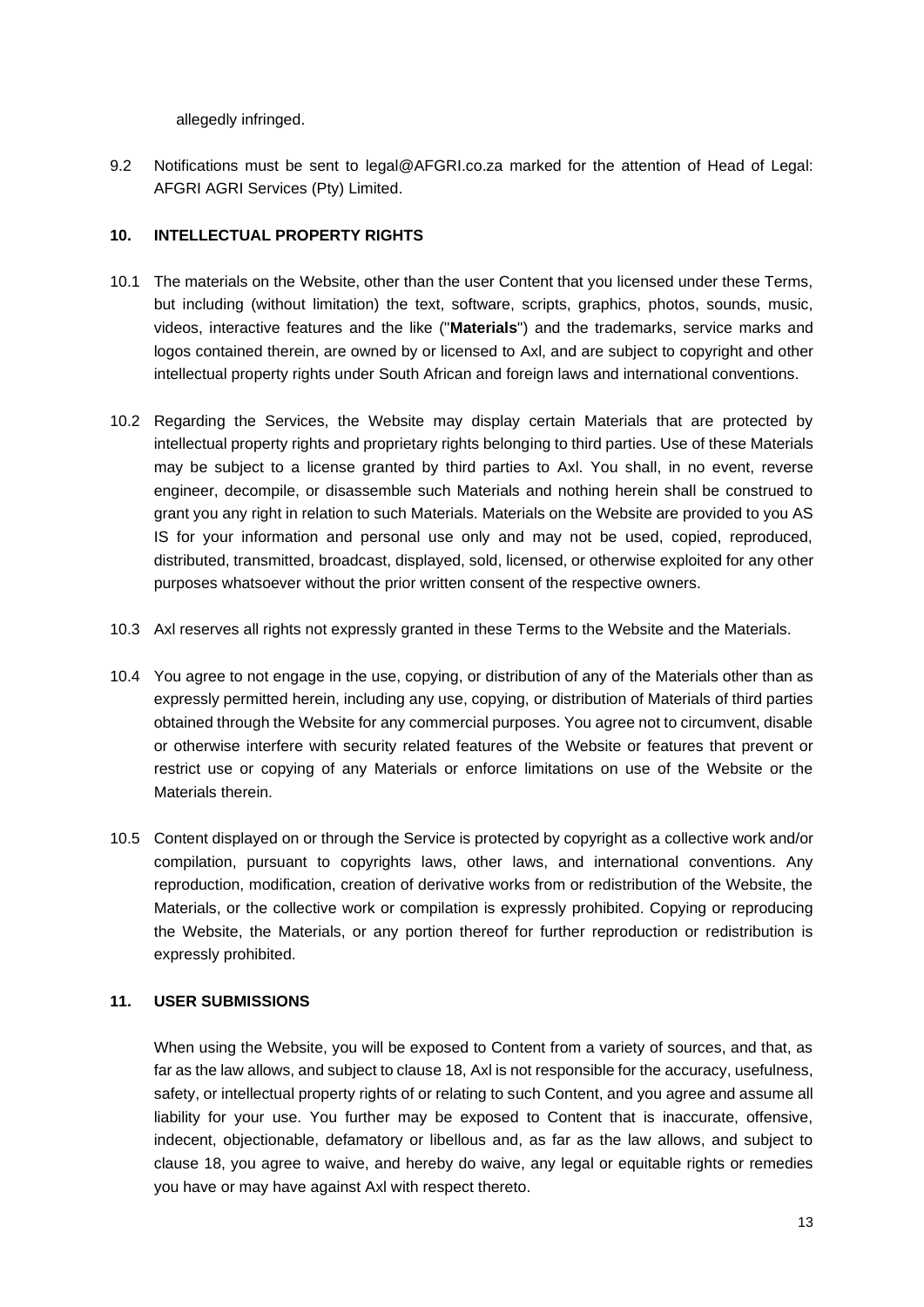allegedly infringed.

9.2 Notifications must be sent to legal@AFGRI.co.za marked for the attention of Head of Legal: AFGRI AGRI Services (Pty) Limited.

## 10. INTELLECTUAL PROPERTY RIGHTS

10.1 The materials on the Website, other than the user Content that you licensed under these Terms, but including (without limitation) the text, software, scripts, graphics, photos, sounds, music, videos, interactive features and the like ("**Materials**") and the trademarks, service marks and logos contained therein, are owned by or licensed to Axl, and are subject to copyright and other intellectual property rights under South African and foreign laws and international conventions.

10.2 Regarding the Services, the Website may display certain Materials that are protected by intellectual property rights and proprietary rights belonging to third parties. Use of these Materials may be subject to a license granted by third parties to Axl. You shall, in no event, reverse engineer, decompile, or disassemble such Materials and nothing herein shall be construed to grant you any right in relation to such Materials. Materials on the Website are provided to you AS IS for your information and personal use only and may not be used, copied, reproduced, distributed, transmitted, broadcast, displayed, sold, licensed, or otherwise exploited for any other purposes whatsoever without the prior written consent of the respective owners.

10.3 Axl reserves all rights not expressly granted in these Terms to the Website and the Materials.

10.4 You agree to not engage in the use, copying, or distribution of any of the Materials other than as expressly permitted herein, including any use, copying, or distribution of Materials of third parties obtained through the Website for any commercial purposes. You agree not to circumvent, disable or otherwise interfere with security related features of the Website or features that prevent or restrict use or copying of any Materials or enforce limitations on use of the Website or the Materials therein.

10.5 Content displayed on or through the Service is protected by copyright as a collective work and/or compilation, pursuant to copyrights laws, other laws, and international conventions. Any reproduction, modification, creation of derivative works from or redistribution of the Website, the Materials, or the collective work or compilation is expressly prohibited. Copying or reproducing the Website, the Materials, or any portion thereof for further reproduction or redistribution is expressly prohibited.

## 11. USER SUBMISSIONS

When using the Website, you will be exposed to Content from a variety of sources, and that, as far as the law allows, and subject to clause 18, Axl is not responsible for the accuracy, usefulness, safety, or intellectual property rights of or relating to such Content, and you agree and assume all liability for your use. You further may be exposed to Content that is inaccurate, offensive, indecent, objectionable, defamatory or libellous and, as far as the law allows, and subject to clause 18, you agree to waive, and hereby do waive, any legal or equitable rights or remedies you have or may have against Axl with respect thereto.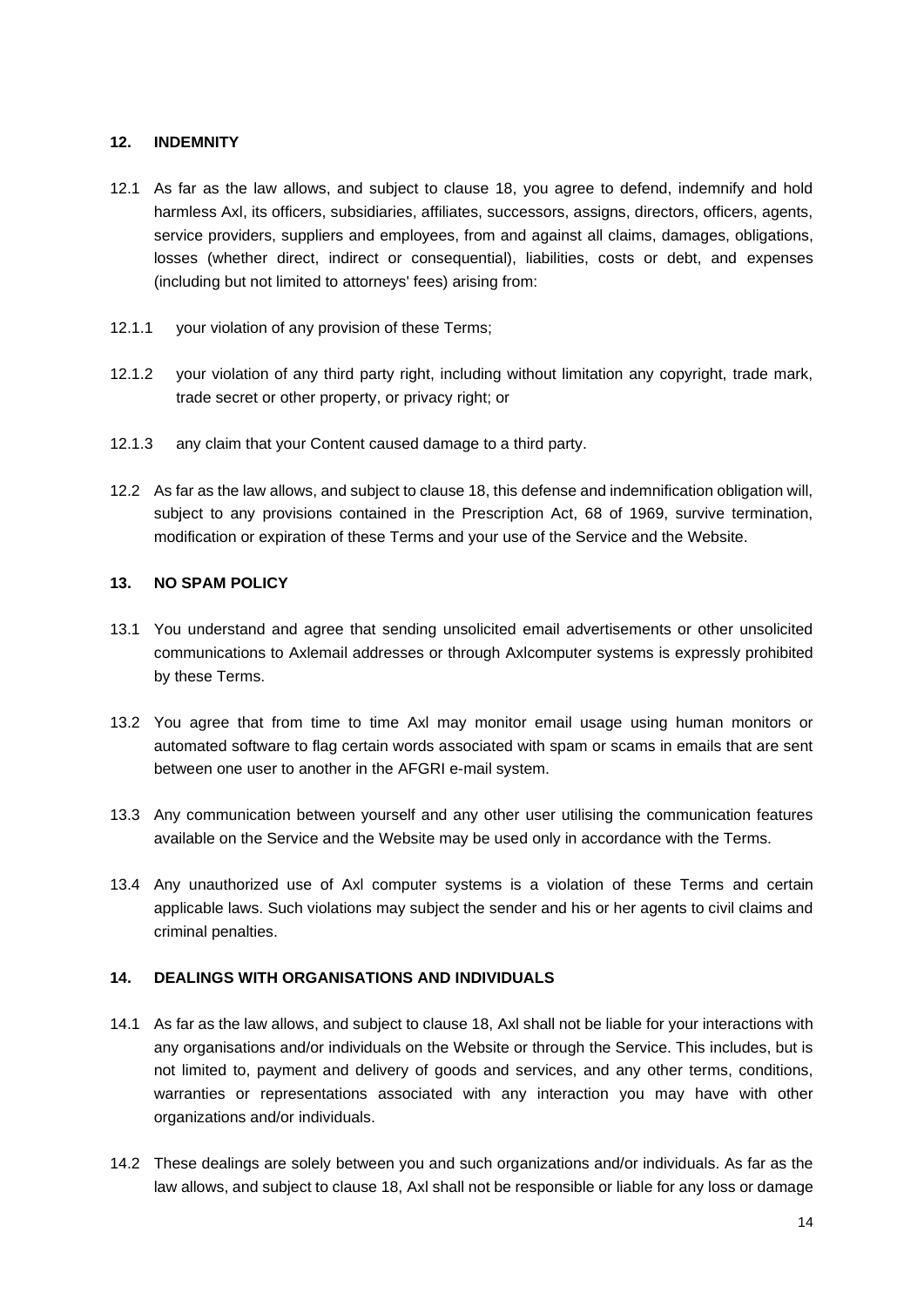## 12. INDEMNITY

12.1 As far as the law allows, and subject to clause 18, you agree to defend, indemnify and hold harmless Axl, its officers, subsidiaries, affiliates, successors, assigns, directors, officers, agents, service providers, suppliers and employees, from and against all claims, damages, obligations, losses (whether direct, indirect or consequential), liabilities, costs or debt, and expenses (including but not limited to attorneys' fees) arising from:

12.1.1 your violation of any provision of these Terms;

12.1.2 your violation of any third party right, including without limitation any copyright, trade mark, trade secret or other property, or privacy right; or

12.1.3 any claim that your Content caused damage to a third party.

12.2 As far as the law allows, and subject to clause 18, this defense and indemnification obligation will, subject to any provisions contained in the Prescription Act, 68 of 1969, survive termination, modification or expiration of these Terms and your use of the Service and the Website.

## 13. NO SPAM POLICY

13.1 You understand and agree that sending unsolicited email advertisements or other unsolicited communications to Axlemail addresses or through Axlcomputer systems is expressly prohibited by these Terms.

13.2 You agree that from time to time Axl may monitor email usage using human monitors or automated software to flag certain words associated with spam or scams in emails that are sent between one user to another in the AFGRI e-mail system.

13.3 Any communication between yourself and any other user utilising the communication features available on the Service and the Website may be used only in accordance with the Terms.

13.4 Any unauthorized use of Axl computer systems is a violation of these Terms and certain applicable laws. Such violations may subject the sender and his or her agents to civil claims and criminal penalties.

## 14. DEALINGS WITH ORGANISATIONS AND INDIVIDUALS

14.1 As far as the law allows, and subject to clause 18, Axl shall not be liable for your interactions with any organisations and/or individuals on the Website or through the Service. This includes, but is not limited to, payment and delivery of goods and services, and any other terms, conditions, warranties or representations associated with any interaction you may have with other organizations and/or individuals.

14.2 These dealings are solely between you and such organizations and/or individuals. As far as the law allows, and subject to clause 18, Axl shall not be responsible or liable for any loss or damage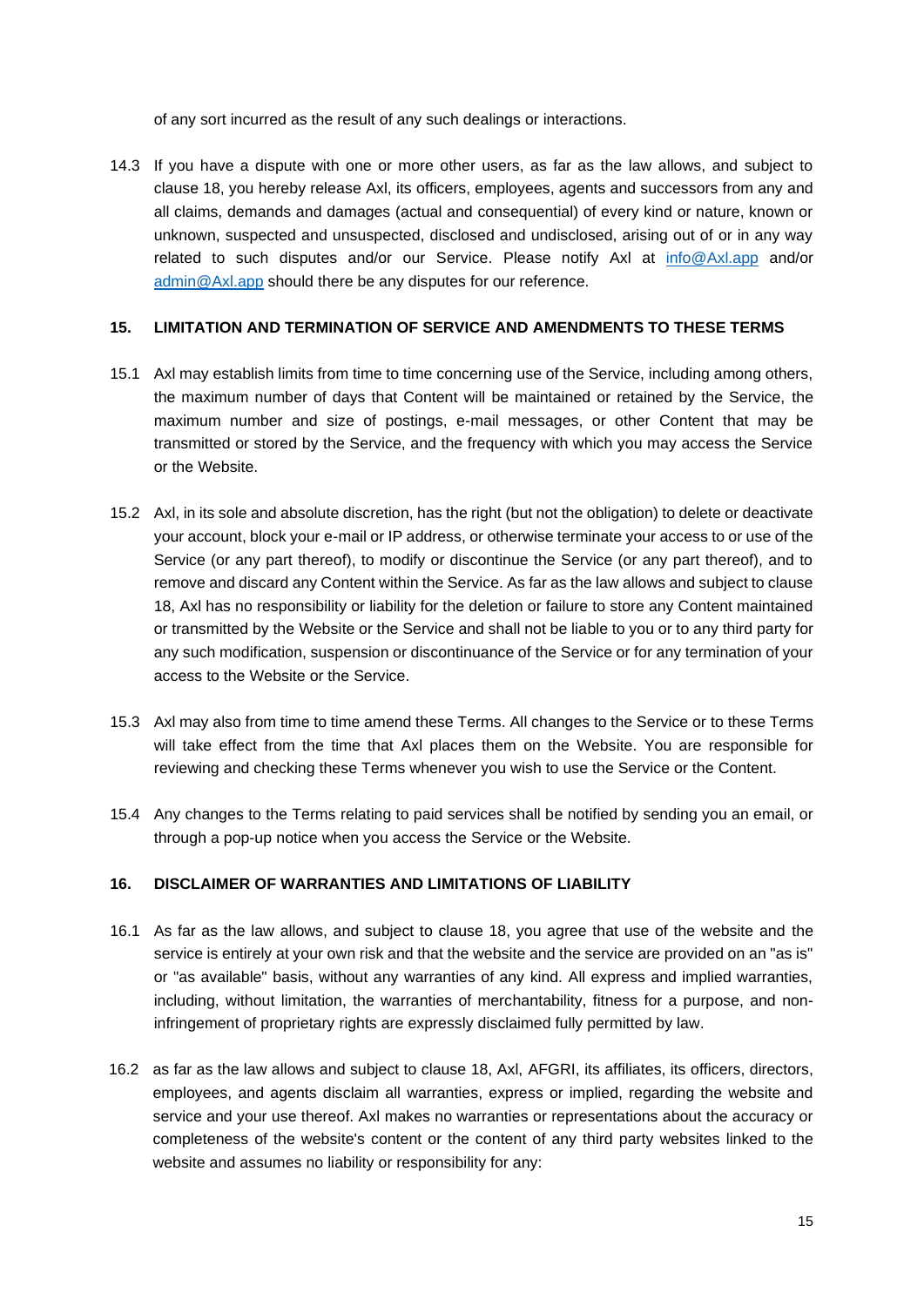of any sort incurred as the result of any such dealings or interactions.

14.3 If you have a dispute with one or more other users, as far as the law allows, and subject to clause 18, you hereby release Axl, its officers, employees, agents and successors from any and all claims, demands and damages (actual and consequential) of every kind or nature, known or unknown, suspected and unsuspected, disclosed and undisclosed, arising out of or in any way related to such disputes and/or our Service. Please notify Axl at [info@Axl.app](mailto:info@Axl.app) and/or [admin@Axl.app](mailto:admin@Axl.app) should there be any disputes for our reference.

## 15. LIMITATION AND TERMINATION OF SERVICE AND AMENDMENTS TO THESE TERMS

15.1 Axl may establish limits from time to time concerning use of the Service, including among others, the maximum number of days that Content will be maintained or retained by the Service, the maximum number and size of postings, e-mail messages, or other Content that may be transmitted or stored by the Service, and the frequency with which you may access the Service or the Website.

15.2 Axl, in its sole and absolute discretion, has the right (but not the obligation) to delete or deactivate your account, block your e-mail or IP address, or otherwise terminate your access to or use of the Service (or any part thereof), to modify or discontinue the Service (or any part thereof), and to remove and discard any Content within the Service. As far as the law allows and subject to clause 18, Axl has no responsibility or liability for the deletion or failure to store any Content maintained or transmitted by the Website or the Service and shall not be liable to you or to any third party for any such modification, suspension or discontinuance of the Service or for any termination of your access to the Website or the Service.

15.3 Axl may also from time to time amend these Terms. All changes to the Service or to these Terms will take effect from the time that Axl places them on the Website. You are responsible for reviewing and checking these Terms whenever you wish to use the Service or the Content.

15.4 Any changes to the Terms relating to paid services shall be notified by sending you an email, or through a pop-up notice when you access the Service or the Website.

## 16. DISCLAIMER OF WARRANTIES AND LIMITATIONS OF LIABILITY

16.1 As far as the law allows, and subject to clause 18, you agree that use of the website and the service is entirely at your own risk and that the website and the service are provided on an "as is" or "as available" basis, without any warranties of any kind. All express and implied warranties, including, without limitation, the warranties of merchantability, fitness for a purpose, and non-infringement of proprietary rights are expressly disclaimed fully permitted by law.

16.2 as far as the law allows and subject to clause 18, Axl, AFGRI, its affiliates, its officers, directors, employees, and agents disclaim all warranties, express or implied, regarding the website and service and your use thereof. Axl makes no warranties or representations about the accuracy or completeness of the website's content or the content of any third party websites linked to the website and assumes no liability or responsibility for any: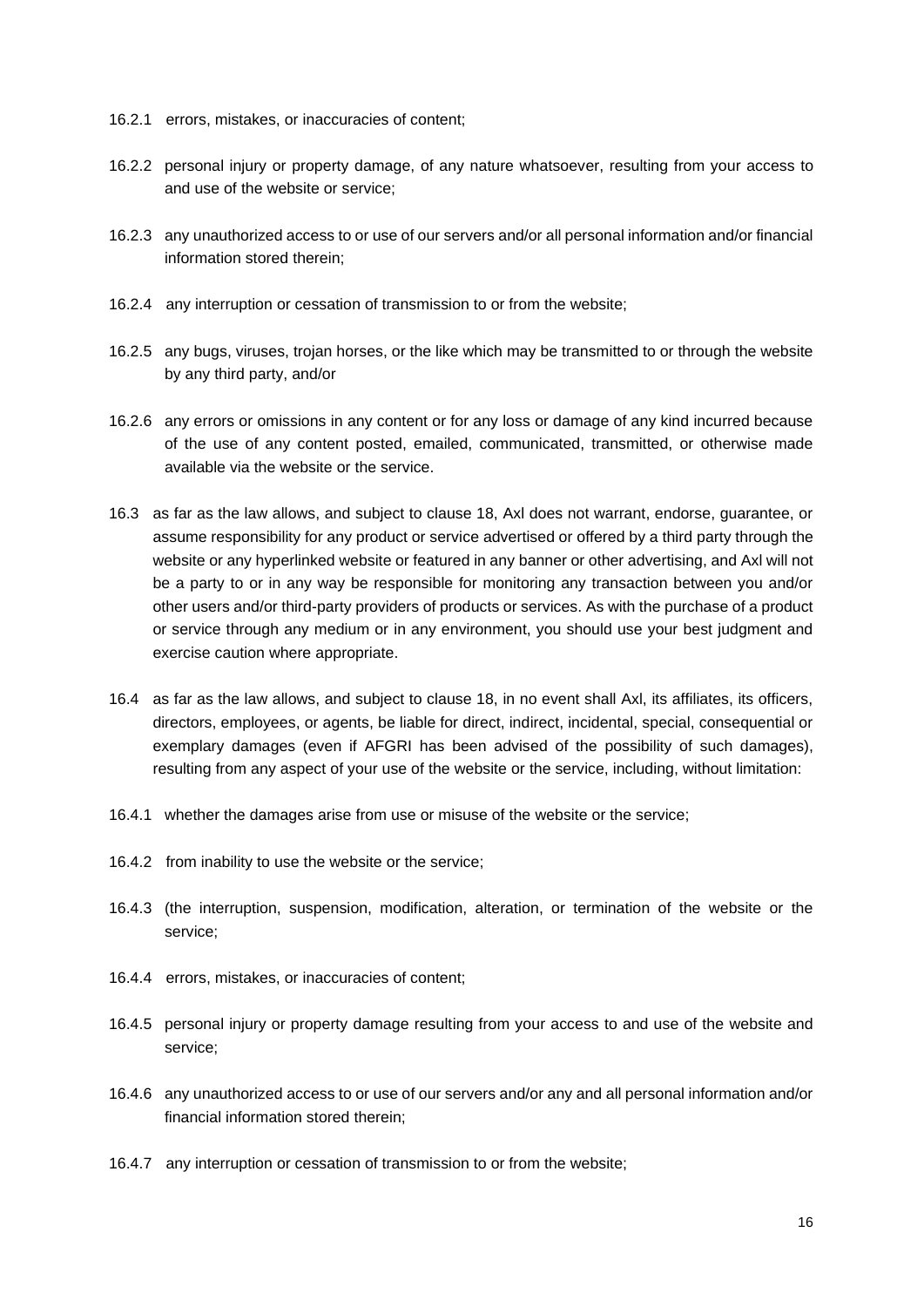16.2.1 errors, mistakes, or inaccuracies of content;

16.2.2 personal injury or property damage, of any nature whatsoever, resulting from your access to and use of the website or service;

16.2.3 any unauthorized access to or use of our servers and/or all personal information and/or financial information stored therein;

16.2.4 any interruption or cessation of transmission to or from the website;

16.2.5 any bugs, viruses, trojan horses, or the like which may be transmitted to or through the website by any third party, and/or

16.2.6 any errors or omissions in any content or for any loss or damage of any kind incurred because of the use of any content posted, emailed, communicated, transmitted, or otherwise made available via the website or the service.

16.3 as far as the law allows, and subject to clause 18, Axl does not warrant, endorse, guarantee, or assume responsibility for any product or service advertised or offered by a third party through the website or any hyperlinked website or featured in any banner or other advertising, and Axl will not be a party to or in any way be responsible for monitoring any transaction between you and/or other users and/or third-party providers of products or services. As with the purchase of a product or service through any medium or in any environment, you should use your best judgment and exercise caution where appropriate.

16.4 as far as the law allows, and subject to clause 18, in no event shall Axl, its affiliates, its officers, directors, employees, or agents, be liable for direct, indirect, incidental, special, consequential or exemplary damages (even if AFGRI has been advised of the possibility of such damages), resulting from any aspect of your use of the website or the service, including, without limitation:

16.4.1 whether the damages arise from use or misuse of the website or the service;

16.4.2 from inability to use the website or the service;

16.4.3 (the interruption, suspension, modification, alteration, or termination of the website or the service;

16.4.4 errors, mistakes, or inaccuracies of content;

16.4.5 personal injury or property damage resulting from your access to and use of the website and service;

16.4.6 any unauthorized access to or use of our servers and/or any and all personal information and/or financial information stored therein;

16.4.7 any interruption or cessation of transmission to or from the website;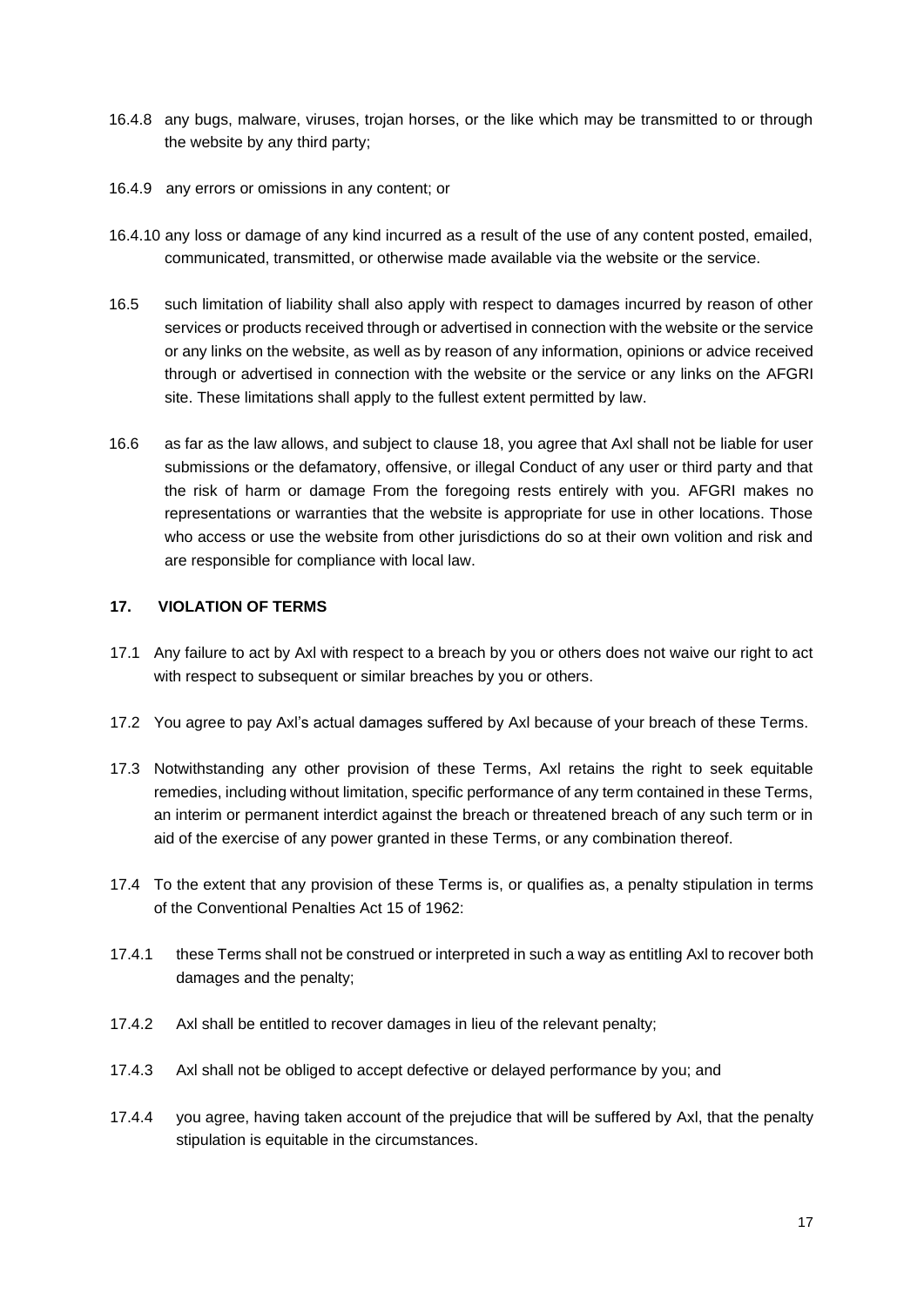16.4.8 any bugs, malware, viruses, trojan horses, or the like which may be transmitted to or through the website by any third party;

16.4.9 any errors or omissions in any content; or

16.4.10 any loss or damage of any kind incurred as a result of the use of any content posted, emailed, communicated, transmitted, or otherwise made available via the website or the service.

16.5 such limitation of liability shall also apply with respect to damages incurred by reason of other services or products received through or advertised in connection with the website or the service or any links on the website, as well as by reason of any information, opinions or advice received through or advertised in connection with the website or the service or any links on the AFGRI site. These limitations shall apply to the fullest extent permitted by law.

16.6 as far as the law allows, and subject to clause 18, you agree that Axl shall not be liable for user submissions or the defamatory, offensive, or illegal Conduct of any user or third party and that the risk of harm or damage From the foregoing rests entirely with you. AFGRI makes no representations or warranties that the website is appropriate for use in other locations. Those who access or use the website from other jurisdictions do so at their own volition and risk and are responsible for compliance with local law.

**17. VIOLATION OF TERMS**

17.1 Any failure to act by Axl with respect to a breach by you or others does not waive our right to act with respect to subsequent or similar breaches by you or others.

17.2 You agree to pay Axl's actual damages suffered by Axl because of your breach of these Terms.

17.3 Notwithstanding any other provision of these Terms, Axl retains the right to seek equitable remedies, including without limitation, specific performance of any term contained in these Terms, an interim or permanent interdict against the breach or threatened breach of any such term or in aid of the exercise of any power granted in these Terms, or any combination thereof.

17.4 To the extent that any provision of these Terms is, or qualifies as, a penalty stipulation in terms of the Conventional Penalties Act 15 of 1962:

17.4.1 these Terms shall not be construed or interpreted in such a way as entitling Axl to recover both damages and the penalty;

17.4.2 Axl shall be entitled to recover damages in lieu of the relevant penalty;

17.4.3 Axl shall not be obliged to accept defective or delayed performance by you; and

17.4.4 you agree, having taken account of the prejudice that will be suffered by Axl, that the penalty stipulation is equitable in the circumstances.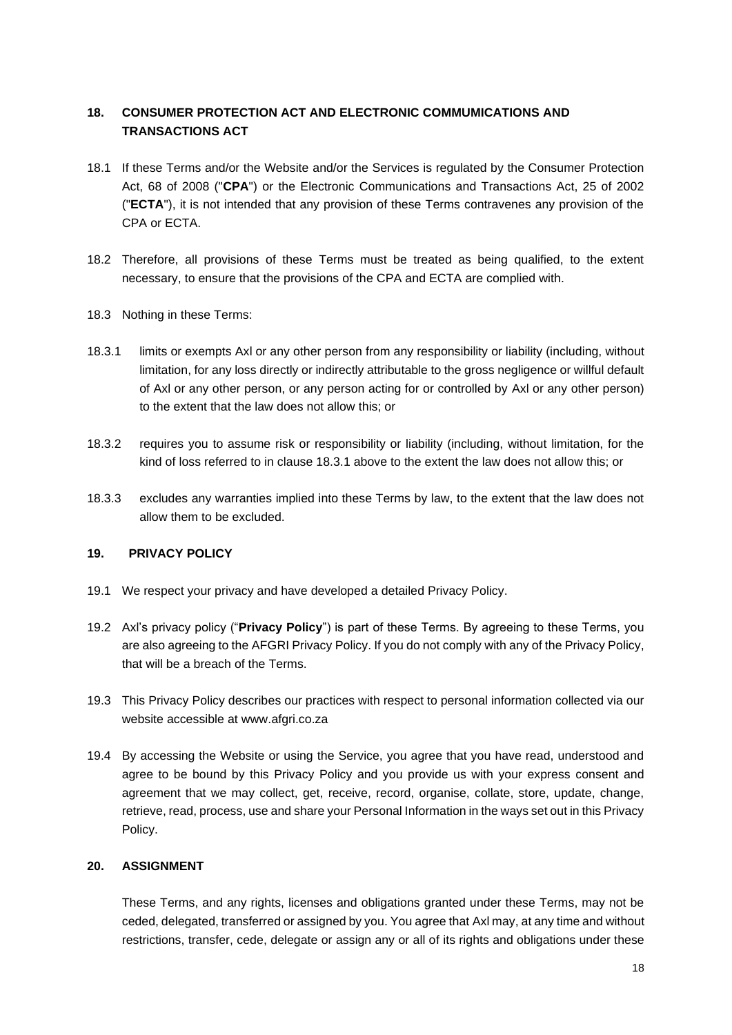## 18. CONSUMER PROTECTION ACT AND ELECTRONIC COMMUMICATIONS AND TRANSACTIONS ACT

18.1 If these Terms and/or the Website and/or the Services is regulated by the Consumer Protection Act, 68 of 2008 ("**CPA**") or the Electronic Communications and Transactions Act, 25 of 2002 ("**ECTA**"), it is not intended that any provision of these Terms contravenes any provision of the CPA or ECTA.

18.2 Therefore, all provisions of these Terms must be treated as being qualified, to the extent necessary, to ensure that the provisions of the CPA and ECTA are complied with.

18.3 Nothing in these Terms:

18.3.1 limits or exempts Axl or any other person from any responsibility or liability (including, without limitation, for any loss directly or indirectly attributable to the gross negligence or willful default of Axl or any other person, or any person acting for or controlled by Axl or any other person) to the extent that the law does not allow this; or

18.3.2 requires you to assume risk or responsibility or liability (including, without limitation, for the kind of loss referred to in clause 18.3.1 above to the extent the law does not allow this; or

18.3.3 excludes any warranties implied into these Terms by law, to the extent that the law does not allow them to be excluded.

## 19. PRIVACY POLICY

19.1 We respect your privacy and have developed a detailed Privacy Policy.

19.2 Axl's privacy policy ("**Privacy Policy**") is part of these Terms. By agreeing to these Terms, you are also agreeing to the AFGRI Privacy Policy. If you do not comply with any of the Privacy Policy, that will be a breach of the Terms.

19.3 This Privacy Policy describes our practices with respect to personal information collected via our website accessible at www.afgri.co.za

19.4 By accessing the Website or using the Service, you agree that you have read, understood and agree to be bound by this Privacy Policy and you provide us with your express consent and agreement that we may collect, get, receive, record, organise, collate, store, update, change, retrieve, read, process, use and share your Personal Information in the ways set out in this Privacy Policy.

## 20. ASSIGNMENT

These Terms, and any rights, licenses and obligations granted under these Terms, may not be ceded, delegated, transferred or assigned by you. You agree that Axl may, at any time and without restrictions, transfer, cede, delegate or assign any or all of its rights and obligations under these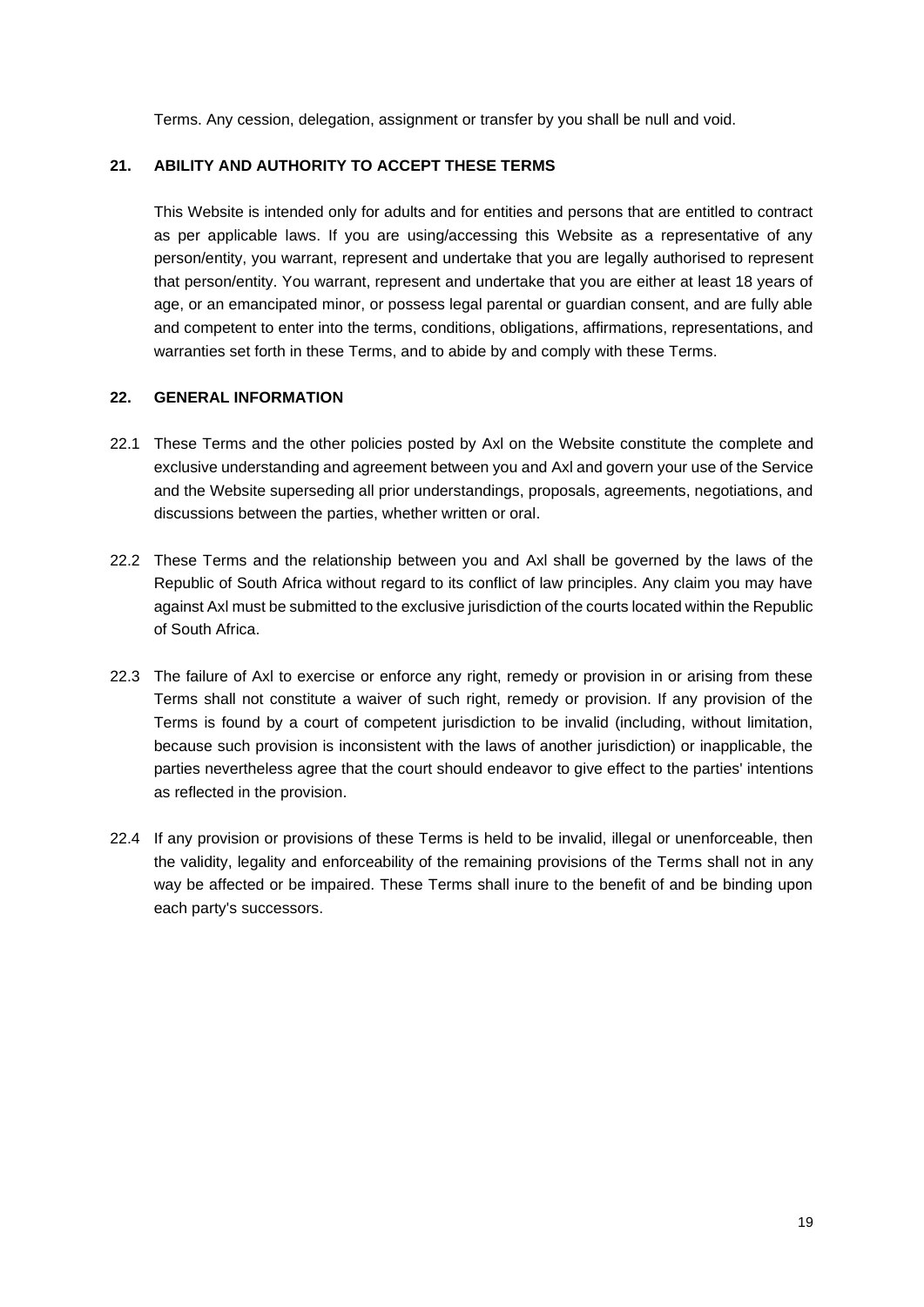Terms. Any cession, delegation, assignment or transfer by you shall be null and void.

## 21. ABILITY AND AUTHORITY TO ACCEPT THESE TERMS

This Website is intended only for adults and for entities and persons that are entitled to contract as per applicable laws. If you are using/accessing this Website as a representative of any person/entity, you warrant, represent and undertake that you are legally authorised to represent that person/entity. You warrant, represent and undertake that you are either at least 18 years of age, or an emancipated minor, or possess legal parental or guardian consent, and are fully able and competent to enter into the terms, conditions, obligations, affirmations, representations, and warranties set forth in these Terms, and to abide by and comply with these Terms.

## 22. GENERAL INFORMATION

22.1 These Terms and the other policies posted by Axl on the Website constitute the complete and exclusive understanding and agreement between you and Axl and govern your use of the Service and the Website superseding all prior understandings, proposals, agreements, negotiations, and discussions between the parties, whether written or oral.

22.2 These Terms and the relationship between you and Axl shall be governed by the laws of the Republic of South Africa without regard to its conflict of law principles. Any claim you may have against Axl must be submitted to the exclusive jurisdiction of the courts located within the Republic of South Africa.

22.3 The failure of Axl to exercise or enforce any right, remedy or provision in or arising from these Terms shall not constitute a waiver of such right, remedy or provision. If any provision of the Terms is found by a court of competent jurisdiction to be invalid (including, without limitation, because such provision is inconsistent with the laws of another jurisdiction) or inapplicable, the parties nevertheless agree that the court should endeavor to give effect to the parties' intentions as reflected in the provision.

22.4 If any provision or provisions of these Terms is held to be invalid, illegal or unenforceable, then the validity, legality and enforceability of the remaining provisions of the Terms shall not in any way be affected or be impaired. These Terms shall inure to the benefit of and be binding upon each party's successors.